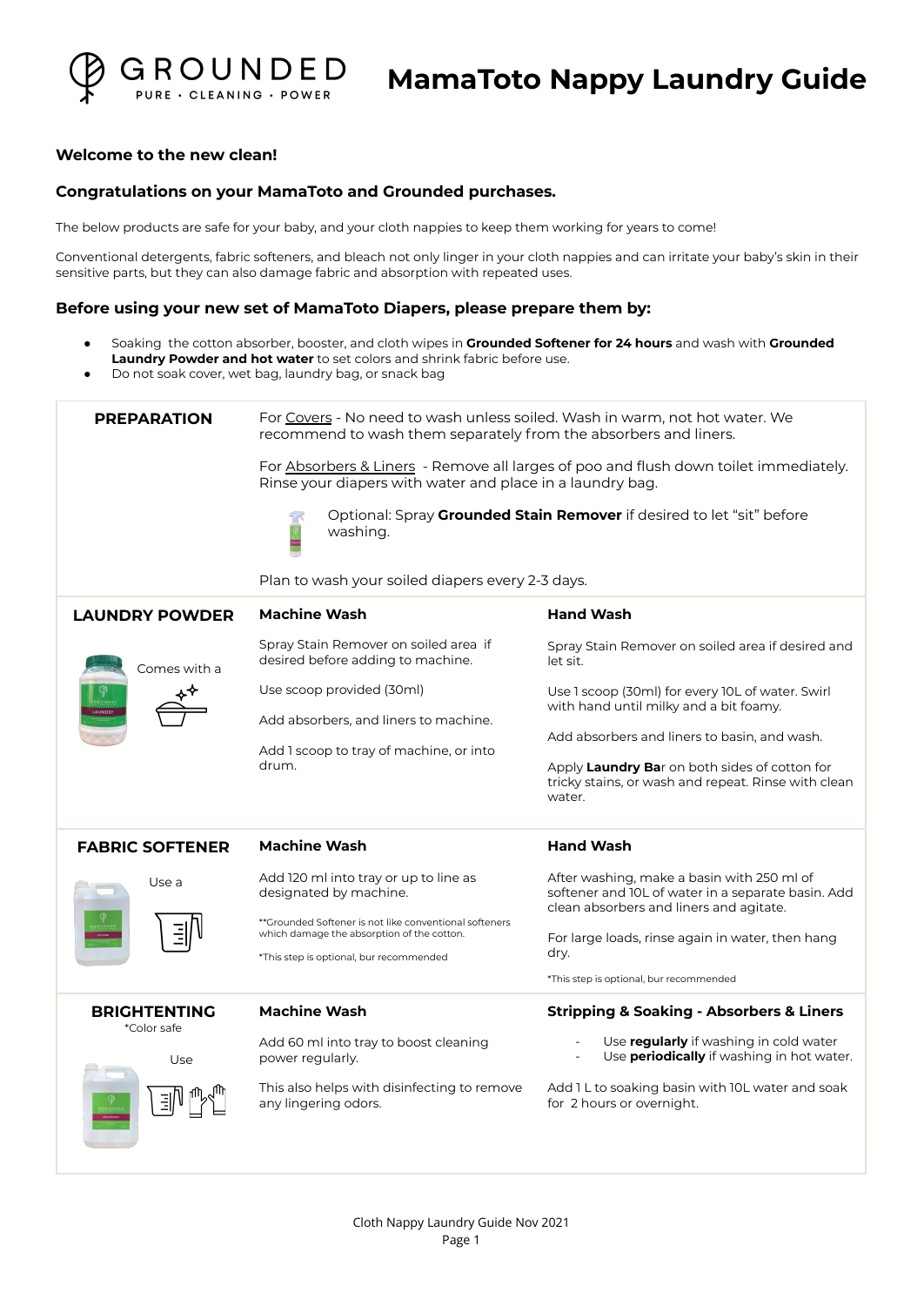# GROUNDED

PURE · CLEANING · POWER

# MamaToto Nappy Laundry Guide

**Welcome to the new clean!**

**Congratulations on your MamaToto and Grounded purchases.**

The below products are safe for your baby, and your cloth nappies to keep them working for years to come!

Conventional detergents, fabric softeners, and bleach not only linger in your cloth nappies and can irritate your baby's skin in their sensitive parts, but they can also damage fabric and absorption with repeated uses.

## Before using your new set of MamaToto Diapers, please prepare them by:

- Soaking the cotton absorber, booster, and cloth wipes in **Grounded Softener for 24 hours** and wash with **Grounded Laundry Powder and hot water** to set colors and shrink fabric before use.
- Do not soak cover, wet bag, laundry bag, or snack bag

| | | |
|---|---|---|
| **PREPARATION** | For Covers - No need to wash unless soiled. Wash in warm, not hot water. We recommend to wash them separately from the absorbers and liners.<br><br>For Absorbers & Liners - Remove all larges of poo and flush down toilet immediately. Rinse your diapers with water and place in a laundry bag.<br><br>Optional: Spray **Grounded Stain Remover** if desired to let "sit" before washing.<br><br>Plan to wash your soiled diapers every 2-3 days. | |
| **LAUNDRY POWDER**<br><br>Comes with a | **Machine Wash**<br><br>Spray Stain Remover on soiled area if desired before adding to machine.<br><br>Use scoop provided (30ml)<br><br>Add absorbers, and liners to machine.<br><br>Add 1 scoop to tray of machine, or into drum. | **Hand Wash**<br><br>Spray Stain Remover on soiled area if desired and let sit.<br><br>Use 1 scoop (30ml) for every 10L of water. Swirl with hand until milky and a bit foamy.<br><br>Add absorbers and liners to basin, and wash.<br><br>Apply **Laundry Ba**r on both sides of cotton for tricky stains, or wash and repeat. Rinse with clean water. |
| **FABRIC SOFTENER**<br><br>Use a | **Machine Wash**<br><br>Add 120 ml into tray or up to line as designated by machine.<br><br>**Grounded Softener is not like conventional softeners which damage the absorption of the cotton.<br><br>*This step is optional, bur recommended | **Hand Wash**<br><br>After washing, make a basin with 250 ml of softener and 10L of water in a separate basin. Add clean absorbers and liners and agitate.<br><br>For large loads, rinse again in water, then hang dry.<br><br>*This step is optional, bur recommended |
| **BRIGHTENTING**<br>*Color safe<br><br>Use | **Machine Wash**<br><br>Add 60 ml into tray to boost cleaning power regularly.<br><br>This also helps with disinfecting to remove any lingering odors. | **Stripping & Soaking - Absorbers & Liners**<br><br>- Use **regularly** if washing in cold water<br>- Use **periodically** if washing in hot water.<br><br>Add 1 L to soaking basin with 10L water and soak for 2 hours or overnight. |

Cloth Nappy Laundry Guide Nov 2021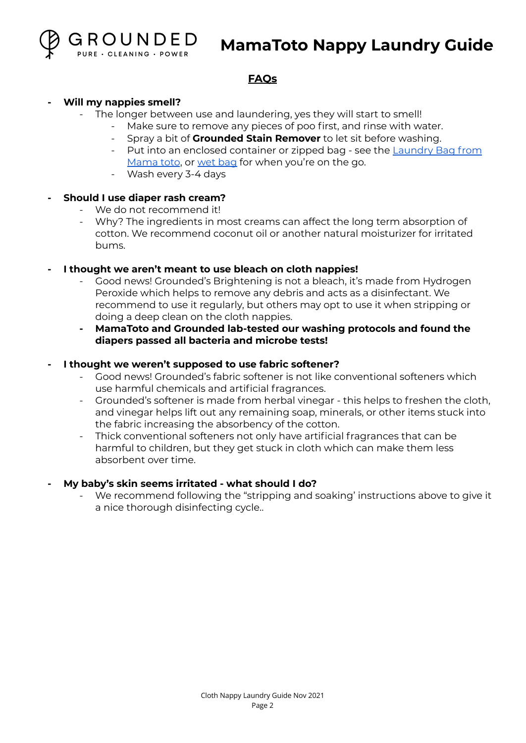# MamaToto Nappy Laundry Guide

## FAQs

- **Will my nappies smell?**
  - The longer between use and laundering, yes they will start to smell!
    - Make sure to remove any pieces of poo first, and rinse with water.
    - Spray a bit of **Grounded Stain Remover** to let sit before washing.
    - Put into an enclosed container or zipped bag - see the Laundry Bag from Mama toto, or wet bag for when you're on the go.
    - Wash every 3-4 days

- **Should I use diaper rash cream?**
  - We do not recommend it!
  - Why? The ingredients in most creams can affect the long term absorption of cotton. We recommend coconut oil or another natural moisturizer for irritated bums.

- **I thought we aren't meant to use bleach on cloth nappies!**
  - Good news! Grounded's Brightening is not a bleach, it's made from Hydrogen Peroxide which helps to remove any debris and acts as a disinfectant. We recommend to use it regularly, but others may opt to use it when stripping or doing a deep clean on the cloth nappies.
  - **MamaToto and Grounded lab-tested our washing protocols and found the diapers passed all bacteria and microbe tests!**

- **I thought we weren't supposed to use fabric softener?**
  - Good news! Grounded's fabric softener is not like conventional softeners which use harmful chemicals and artificial fragrances.
  - Grounded's softener is made from herbal vinegar - this helps to freshen the cloth, and vinegar helps lift out any remaining soap, minerals, or other items stuck into the fabric increasing the absorbency of the cotton.
  - Thick conventional softeners not only have artificial fragrances that can be harmful to children, but they get stuck in cloth which can make them less absorbent over time.

- **My baby's skin seems irritated - what should I do?**
  - We recommend following the "stripping and soaking' instructions above to give it a nice thorough disinfecting cycle..